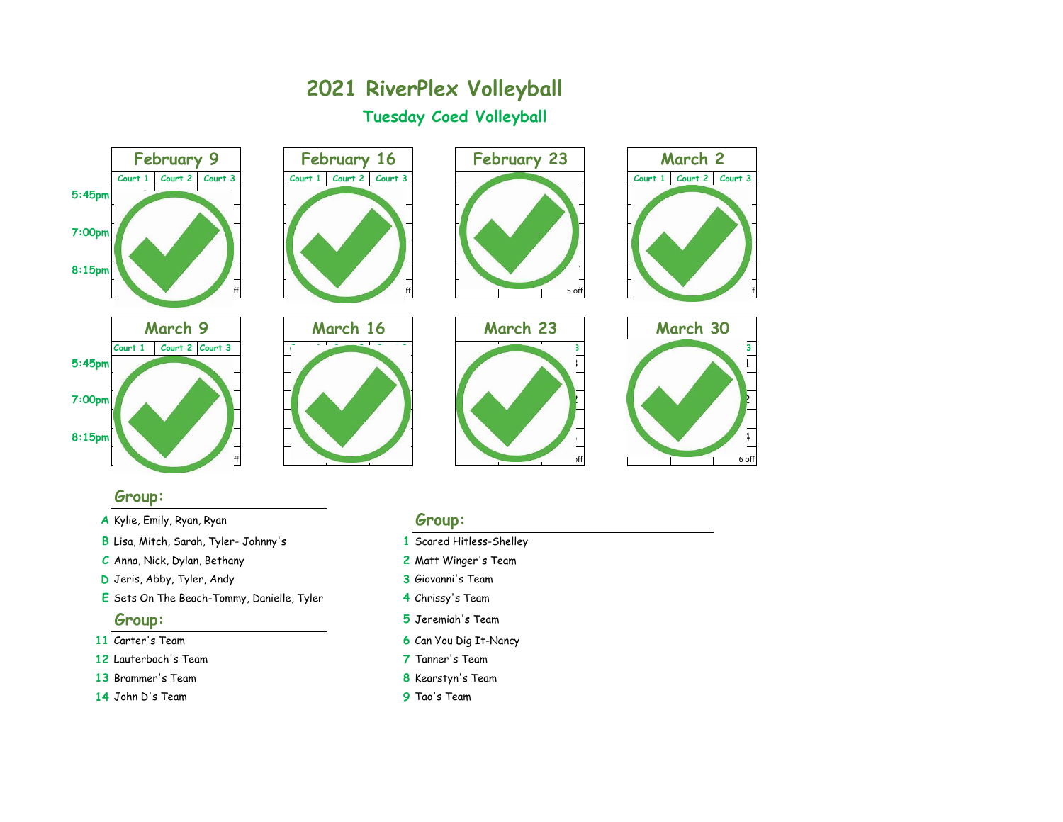# 2021 RiverPlex Volleyball

## Tuesday Coed Volleyball

| | February 9 | | | February 16 | | | February 23 | March 2 | | |
|---|---|---|---|---|---|---|---|---|---|---|
| | Court 1 | Court 2 | Court 3 | Court 1 | Court 2 | Court 3 | | Court 1 | Court 2 | Court 3 |
| 5:45pm | | | | | | | | | | |
| 7:00pm | | | | | | | | | | |
| 8:15pm | | | | | | | | | | |
| | | | ff | | | ff | 5 off | | | f |

| | March 9 | | | March 16 | March 23 | March 30 |
|---|---|---|---|---|---|---|
| | Court 1 | Court 2 | Court 3 | | 3 | 3 |
| 5:45pm | | | | | | 1 |
| 7:00pm | | | | | 2 | 2 |
| 8:15pm | | | | | | 4 |
| | | | ff | | off | 6 off |

### Group:

- **A** Kylie, Emily, Ryan, Ryan
- **B** Lisa, Mitch, Sarah, Tyler- Johnny's
- **C** Anna, Nick, Dylan, Bethany
- **D** Jeris, Abby, Tyler, Andy
- **E** Sets On The Beach-Tommy, Danielle, Tyler

### Group:

- **11** Carter's Team
- **12** Lauterbach's Team
- **13** Brammer's Team
- **14** John D's Team

### Group:

- **1** Scared Hitless-Shelley
- **2** Matt Winger's Team
- **3** Giovanni's Team
- **4** Chrissy's Team
- **5** Jeremiah's Team
- **6** Can You Dig It-Nancy
- **7** Tanner's Team
- **8** Kearstyn's Team
- **9** Tao's Team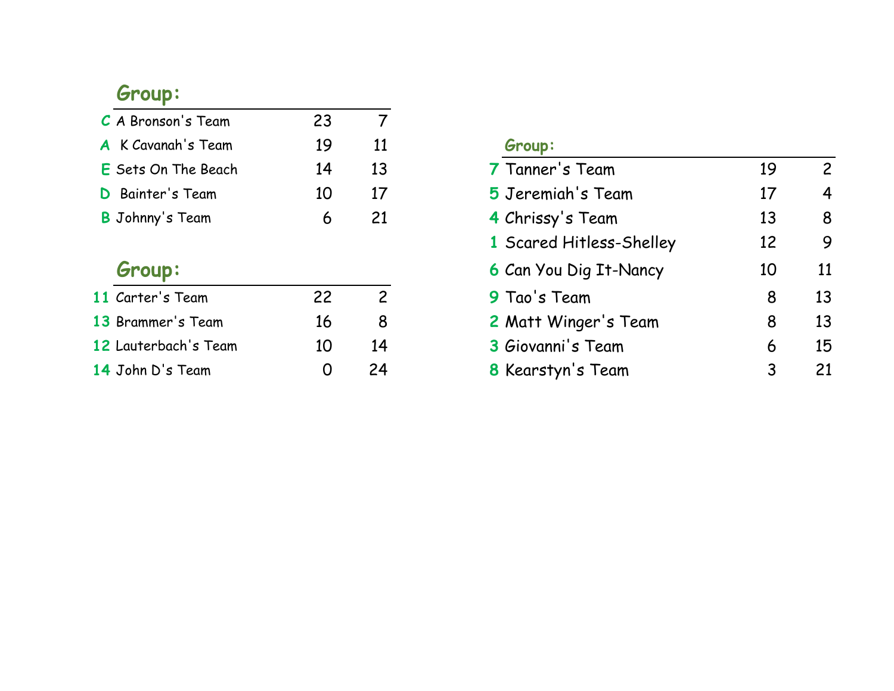## Group:

| | Team | | |
|---|---|---|---|
| C | A Bronson's Team | 23 | 7 |
| A | K Cavanah's Team | 19 | 11 |
| E | Sets On The Beach | 14 | 13 |
| D | Bainter's Team | 10 | 17 |
| B | Johnny's Team | 6 | 21 |

## Group:

| | Team | | |
|---|---|---|---|
| 11 | Carter's Team | 22 | 2 |
| 13 | Brammer's Team | 16 | 8 |
| 12 | Lauterbach's Team | 10 | 14 |
| 14 | John D's Team | 0 | 24 |

## Group:

| | Team | | |
|---|---|---|---|
| 7 | Tanner's Team | 19 | 2 |
| 5 | Jeremiah's Team | 17 | 4 |
| 4 | Chrissy's Team | 13 | 8 |
| 1 | Scared Hitless-Shelley | 12 | 9 |
| 6 | Can You Dig It-Nancy | 10 | 11 |
| 9 | Tao's Team | 8 | 13 |
| 2 | Matt Winger's Team | 8 | 13 |
| 3 | Giovanni's Team | 6 | 15 |
| 8 | Kearstyn's Team | 3 | 21 |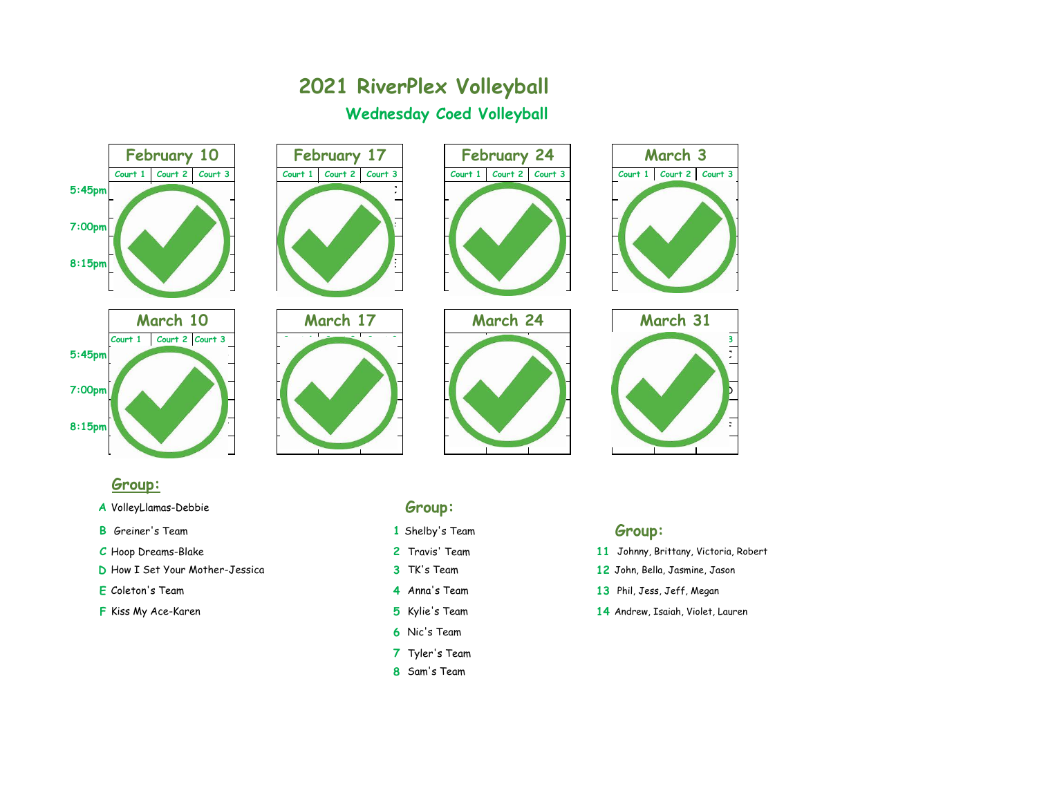# 2021 RiverPlex Volleyball

## Wednesday Coed Volleyball

| | February 10 | | | February 17 | | | February 24 | | | March 3 | | |
|---|---|---|---|---|---|---|---|---|---|---|---|---|
| | Court 1 | Court 2 | Court 3 | Court 1 | Court 2 | Court 3 | Court 1 | Court 2 | Court 3 | Court 1 | Court 2 | Court 3 |
| 5:45pm | | | | | | | | | | | | |
| 7:00pm | | | | | | | | | | | | |
| 8:15pm | | | | | | | | | | | | |

| | March 10 | | | March 17 | | | March 24 | | | March 31 | | |
|---|---|---|---|---|---|---|---|---|---|---|---|---|
| | Court 1 | Court 2 | Court 3 | | | | | | | | | 3 |
| 5:45pm | | | | | | | | | | | | |
| 7:00pm | | | | | | | | | | | | |
| 8:15pm | | | | | | | | | | | | |

### Group:

- **A** VolleyLlamas-Debbie
- **B** Greiner's Team
- **C** Hoop Dreams-Blake
- **D** How I Set Your Mother-Jessica
- **E** Coleton's Team
- **F** Kiss My Ace-Karen

### Group:

- **1** Shelby's Team
- **2** Travis' Team
- **3** TK's Team
- **4** Anna's Team
- **5** Kylie's Team
- **6** Nic's Team
- **7** Tyler's Team
- **8** Sam's Team

### Group:

- **11** Johnny, Brittany, Victoria, Robert
- **12** John, Bella, Jasmine, Jason
- **13** Phil, Jess, Jeff, Megan
- **14** Andrew, Isaiah, Violet, Lauren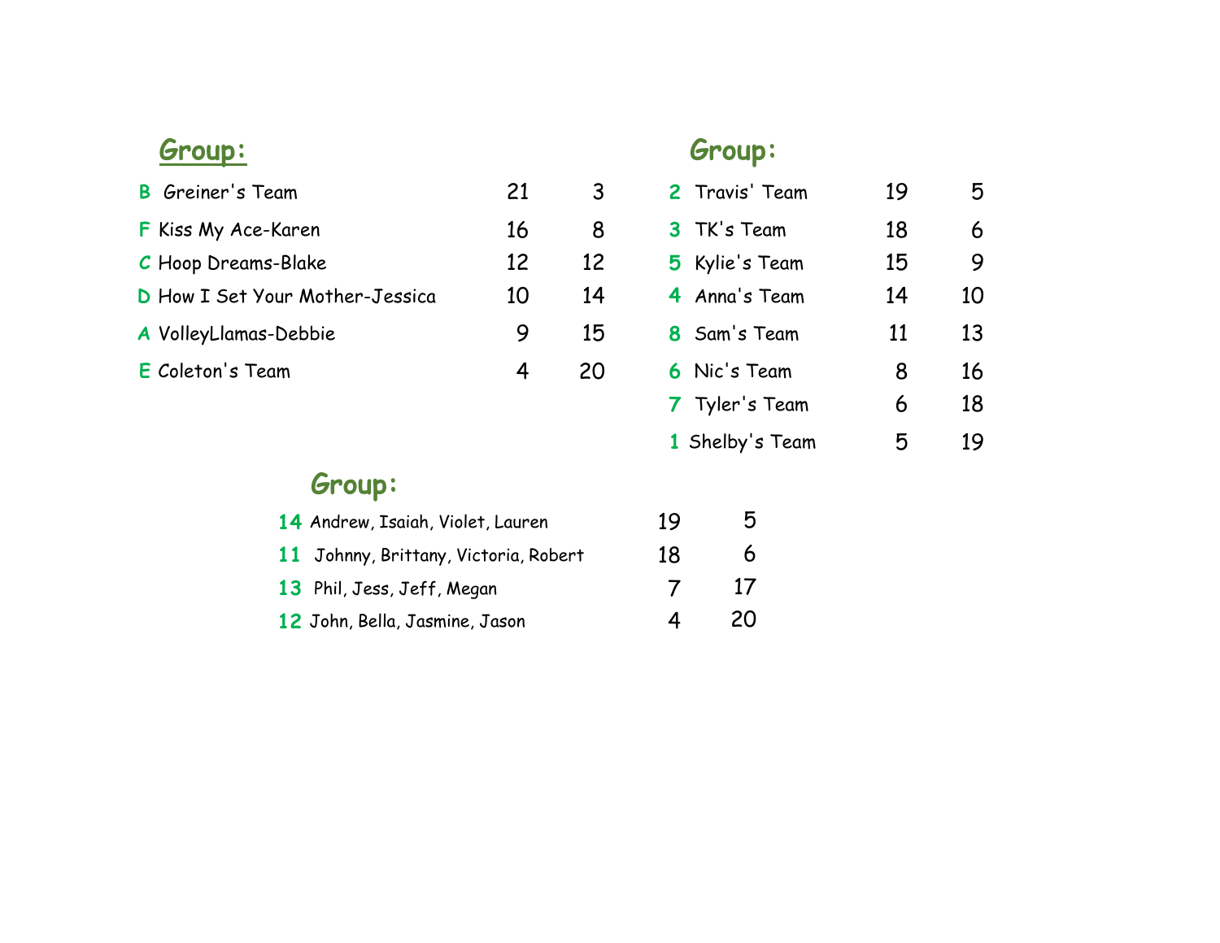## Group:

| | | | |
|---|---|---|---|
| B | Greiner's Team | 21 | 3 |
| F | Kiss My Ace-Karen | 16 | 8 |
| C | Hoop Dreams-Blake | 12 | 12 |
| D | How I Set Your Mother-Jessica | 10 | 14 |
| A | VolleyLlamas-Debbie | 9 | 15 |
| E | Coleton's Team | 4 | 20 |

## Group:

| | | | |
|---|---|---|---|
| 2 | Travis' Team | 19 | 5 |
| 3 | TK's Team | 18 | 6 |
| 5 | Kylie's Team | 15 | 9 |
| 4 | Anna's Team | 14 | 10 |
| 8 | Sam's Team | 11 | 13 |
| 6 | Nic's Team | 8 | 16 |
| 7 | Tyler's Team | 6 | 18 |
| 1 | Shelby's Team | 5 | 19 |

## Group:

| | | | |
|---|---|---|---|
| 14 | Andrew, Isaiah, Violet, Lauren | 19 | 5 |
| 11 | Johnny, Brittany, Victoria, Robert | 18 | 6 |
| 13 | Phil, Jess, Jeff, Megan | 7 | 17 |
| 12 | John, Bella, Jasmine, Jason | 4 | 20 |